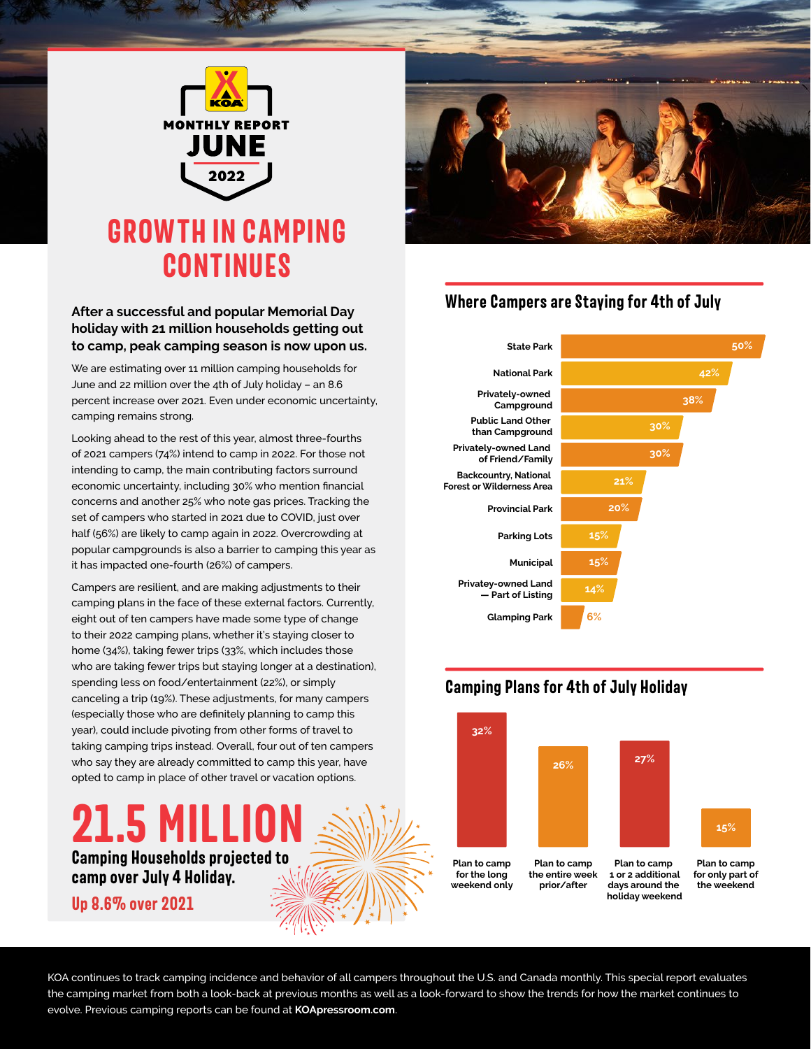KOA

MONTHLY REPORT

JUNE

2022

# GROWTH IN CAMPING CONTINUES

**After a successful and popular Memorial Day holiday with 21 million households getting out to camp, peak camping season is now upon us.**

We are estimating over 11 million camping households for June and 22 million over the 4th of July holiday – an 8.6 percent increase over 2021. Even under economic uncertainty, camping remains strong.

Looking ahead to the rest of this year, almost three-fourths of 2021 campers (74%) intend to camp in 2022. For those not intending to camp, the main contributing factors surround economic uncertainty, including 30% who mention financial concerns and another 25% who note gas prices. Tracking the set of campers who started in 2021 due to COVID, just over half (56%) are likely to camp again in 2022. Overcrowding at popular campgrounds is also a barrier to camping this year as it has impacted one-fourth (26%) of campers.

Campers are resilient, and are making adjustments to their camping plans in the face of these external factors. Currently, eight out of ten campers have made some type of change to their 2022 camping plans, whether it's staying closer to home (34%), taking fewer trips (33%, which includes those who are taking fewer trips but staying longer at a destination), spending less on food/entertainment (22%), or simply canceling a trip (19%). These adjustments, for many campers (especially those who are definitely planning to camp this year), could include pivoting from other forms of travel to taking camping trips instead. Overall, four out of ten campers who say they are already committed to camp this year, have opted to camp in place of other travel or vacation options.

## 21.5 MILLION

**Camping Households projected to camp over July 4 Holiday.**

**Up 8.6% over 2021**

## Where Campers are Staying for 4th of July

| Location | Percent |
|---|---|
| State Park | 50% |
| National Park | 42% |
| Privately-owned Campground | 38% |
| Public Land Other than Campground | 30% |
| Privately-owned Land of Friend/Family | 30% |
| Backcountry, National Forest or Wilderness Area | 21% |
| Provincial Park | 20% |
| Parking Lots | 15% |
| Municipal | 15% |
| Privatey-owned Land — Part of Listing | 14% |
| Glamping Park | 6% |

## Camping Plans for 4th of July Holiday

| Plan | Percent |
|---|---|
| Plan to camp for the long weekend only | 32% |
| Plan to camp the entire week prior/after | 26% |
| Plan to camp 1 or 2 additional days around the holiday weekend | 27% |
| Plan to camp for only part of the weekend | 15% |

KOA continues to track camping incidence and behavior of all campers throughout the U.S. and Canada monthly. This special report evaluates the camping market from both a look-back at previous months as well as a look-forward to show the trends for how the market continues to evolve. Previous camping reports can be found at **KOApressroom.com**.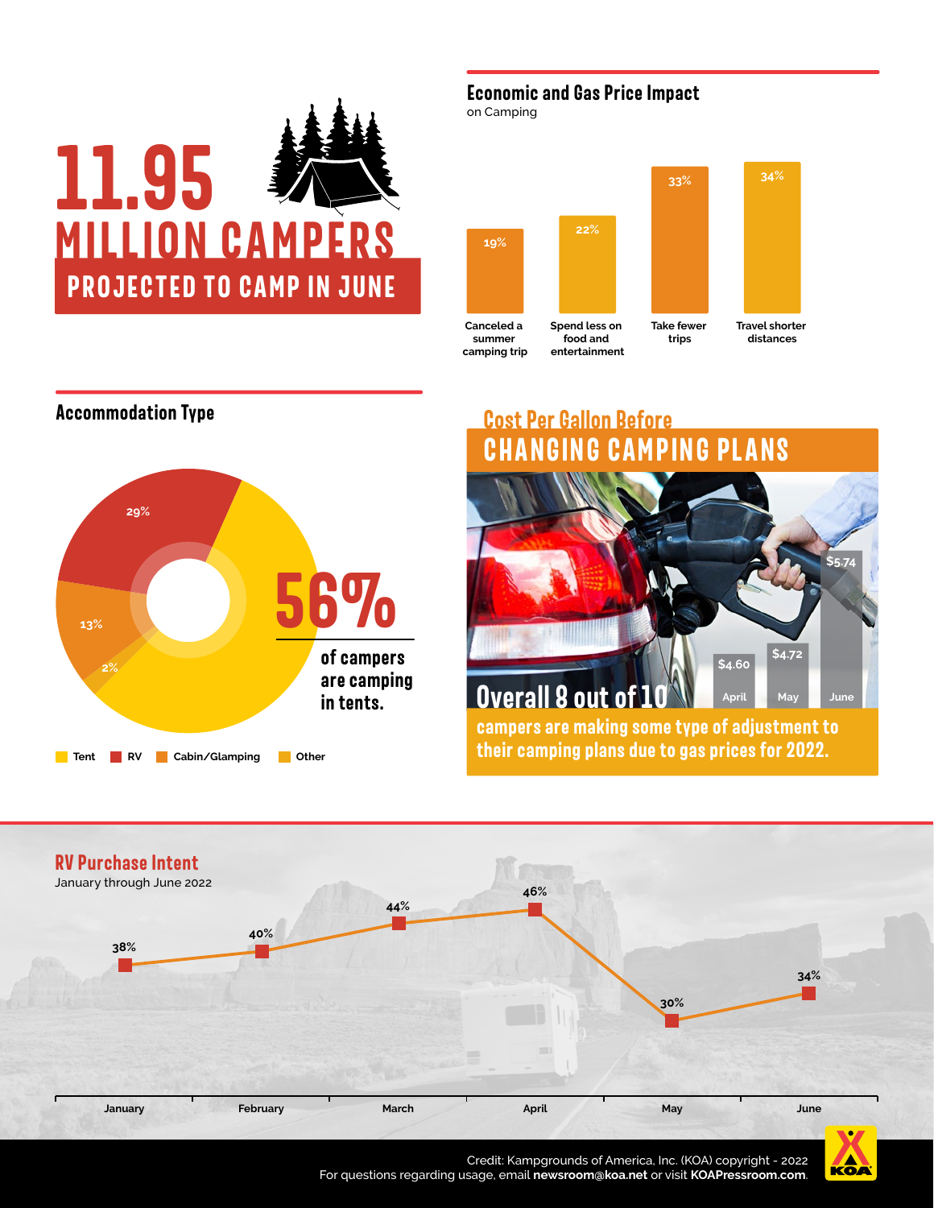# 11.95 MILLION CAMPERS

## PROJECTED TO CAMP IN JUNE

## Economic and Gas Price Impact

on Camping

19%
Canceled a summer camping trip

22%
Spend less on food and entertainment

33%
Take fewer trips

34%
Travel shorter distances

## Accommodation Type

29%
13%
2%

56%
of campers are camping in tents.

Tent
RV
Cabin/Glamping
Other

## Cost Per Gallon Before CHANGING CAMPING PLANS

$4.60
April

$4.72
May

$5.74
June

**Overall 8 out of 10**
campers are making some type of adjustment to their camping plans due to gas prices for 2022.

## RV Purchase Intent

January through June 2022

38%
January

40%
February

44%
March

46%
April

30%
May

34%
June

Credit: Kampgrounds of America, Inc. (KOA) copyright - 2022
For questions regarding usage, email **newsroom@koa.net** or visit **KOAPressroom.com**.

KOA